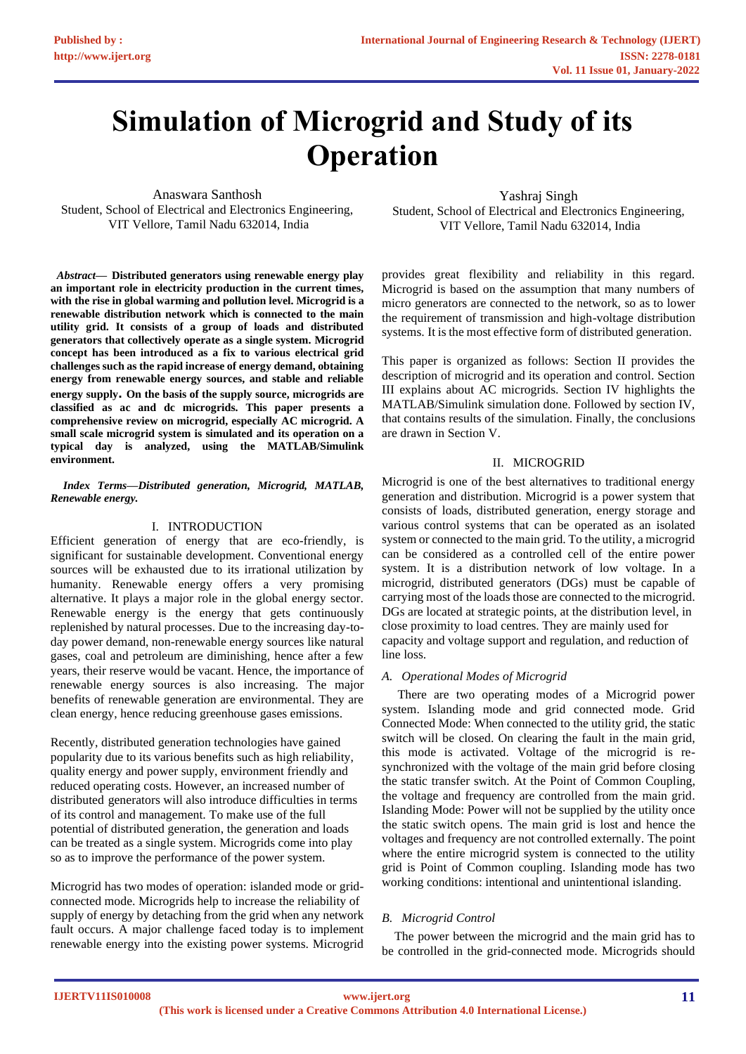# Simulation of Microgrid and Study of its Operation

Anaswara Santhosh
Student, School of Electrical and Electronics Engineering,
VIT Vellore, Tamil Nadu 632014, India

Yashraj Singh
Student, School of Electrical and Electronics Engineering,
VIT Vellore, Tamil Nadu 632014, India

***Abstract*— Distributed generators using renewable energy play an important role in electricity production in the current times, with the rise in global warming and pollution level. Microgrid is a renewable distribution network which is connected to the main utility grid. It consists of a group of loads and distributed generators that collectively operate as a single system. Microgrid concept has been introduced as a fix to various electrical grid challenges such as the rapid increase of energy demand, obtaining energy from renewable energy sources, and stable and reliable energy supply. On the basis of the supply source, microgrids are classified as ac and dc microgrids. This paper presents a comprehensive review on microgrid, especially AC microgrid. A small scale microgrid system is simulated and its operation on a typical day is analyzed, using the MATLAB/Simulink environment.**

***Index Terms—Distributed generation, Microgrid, MATLAB, Renewable energy.***

## I. INTRODUCTION

Efficient generation of energy that are eco-friendly, is significant for sustainable development. Conventional energy sources will be exhausted due to its irrational utilization by humanity. Renewable energy offers a very promising alternative. It plays a major role in the global energy sector. Renewable energy is the energy that gets continuously replenished by natural processes. Due to the increasing day-to-day power demand, non-renewable energy sources like natural gases, coal and petroleum are diminishing, hence after a few years, their reserve would be vacant. Hence, the importance of renewable energy sources is also increasing. The major benefits of renewable generation are environmental. They are clean energy, hence reducing greenhouse gases emissions.

Recently, distributed generation technologies have gained popularity due to its various benefits such as high reliability, quality energy and power supply, environment friendly and reduced operating costs. However, an increased number of distributed generators will also introduce difficulties in terms of its control and management. To make use of the full potential of distributed generation, the generation and loads can be treated as a single system. Microgrids come into play so as to improve the performance of the power system.

Microgrid has two modes of operation: islanded mode or grid-connected mode. Microgrids help to increase the reliability of supply of energy by detaching from the grid when any network fault occurs. A major challenge faced today is to implement renewable energy into the existing power systems. Microgrid provides great flexibility and reliability in this regard. Microgrid is based on the assumption that many numbers of micro generators are connected to the network, so as to lower the requirement of transmission and high-voltage distribution systems. It is the most effective form of distributed generation.

This paper is organized as follows: Section II provides the description of microgrid and its operation and control. Section III explains about AC microgrids. Section IV highlights the MATLAB/Simulink simulation done. Followed by section IV, that contains results of the simulation. Finally, the conclusions are drawn in Section V.

## II. MICROGRID

Microgrid is one of the best alternatives to traditional energy generation and distribution. Microgrid is a power system that consists of loads, distributed generation, energy storage and various control systems that can be operated as an isolated system or connected to the main grid. To the utility, a microgrid can be considered as a controlled cell of the entire power system. It is a distribution network of low voltage. In a microgrid, distributed generators (DGs) must be capable of carrying most of the loads those are connected to the microgrid. DGs are located at strategic points, at the distribution level, in close proximity to load centres. They are mainly used for capacity and voltage support and regulation, and reduction of line loss.

### *A. Operational Modes of Microgrid*

There are two operating modes of a Microgrid power system. Islanding mode and grid connected mode. Grid Connected Mode: When connected to the utility grid, the static switch will be closed. On clearing the fault in the main grid, this mode is activated. Voltage of the microgrid is re-synchronized with the voltage of the main grid before closing the static transfer switch. At the Point of Common Coupling, the voltage and frequency are controlled from the main grid. Islanding Mode: Power will not be supplied by the utility once the static switch opens. The main grid is lost and hence the voltages and frequency are not controlled externally. The point where the entire microgrid system is connected to the utility grid is Point of Common coupling. Islanding mode has two working conditions: intentional and unintentional islanding.

### *B. Microgrid Control*

The power between the microgrid and the main grid has to be controlled in the grid-connected mode. Microgrids should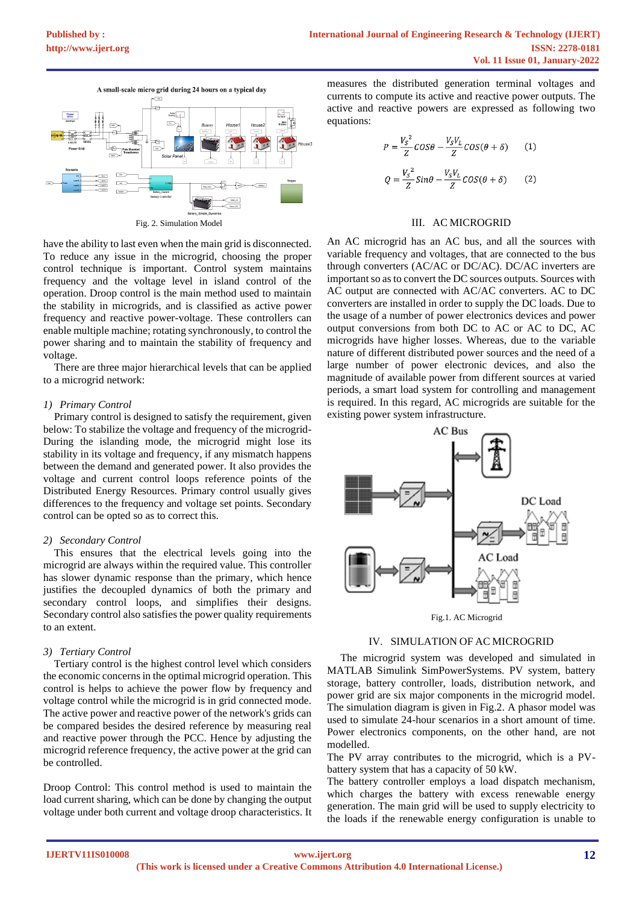Fig. 2. Simulation Model

have the ability to last even when the main grid is disconnected. To reduce any issue in the microgrid, choosing the proper control technique is important. Control system maintains frequency and the voltage level in island control of the operation. Droop control is the main method used to maintain the stability in microgrids, and is classified as active power frequency and reactive power-voltage. These controllers can enable multiple machine; rotating synchronously, to control the power sharing and to maintain the stability of frequency and voltage.

There are three major hierarchical levels that can be applied to a microgrid network:

*1) Primary Control*

Primary control is designed to satisfy the requirement, given below: To stabilize the voltage and frequency of the microgrid- During the islanding mode, the microgrid might lose its stability in its voltage and frequency, if any mismatch happens between the demand and generated power. It also provides the voltage and current control loops reference points of the Distributed Energy Resources. Primary control usually gives differences to the frequency and voltage set points. Secondary control can be opted so as to correct this.

*2) Secondary Control*

This ensures that the electrical levels going into the microgrid are always within the required value. This controller has slower dynamic response than the primary, which hence justifies the decoupled dynamics of both the primary and secondary control loops, and simplifies their designs. Secondary control also satisfies the power quality requirements to an extent.

*3) Tertiary Control*

Tertiary control is the highest control level which considers the economic concerns in the optimal microgrid operation. This control is helps to achieve the power flow by frequency and voltage control while the microgrid is in grid connected mode. The active power and reactive power of the network's grids can be compared besides the desired reference by measuring real and reactive power through the PCC. Hence by adjusting the microgrid reference frequency, the active power at the grid can be controlled.

Droop Control: This control method is used to maintain the load current sharing, which can be done by changing the output voltage under both current and voltage droop characteristics. It measures the distributed generation terminal voltages and currents to compute its active and reactive power outputs. The active and reactive powers are expressed as following two equations:

$$P = \frac{V_S^2}{Z} cos\theta - \frac{V_S V_L}{Z} cos(\theta + \delta) \quad (1)$$

$$Q = \frac{V_S^2}{Z} Sin\theta - \frac{V_S V_L}{Z} cos(\theta + \delta) \quad (2)$$

## III. AC MICROGRID

An AC microgrid has an AC bus, and all the sources with variable frequency and voltages, that are connected to the bus through converters (AC/AC or DC/AC). DC/AC inverters are important so as to convert the DC sources outputs. Sources with AC output are connected with AC/AC converters. AC to DC converters are installed in order to supply the DC loads. Due to the usage of a number of power electronics devices and power output conversions from both DC to AC or AC to DC, AC microgrids have higher losses. Whereas, due to the variable nature of different distributed power sources and the need of a large number of power electronic devices, and also the magnitude of available power from different sources at varied periods, a smart load system for controlling and management is required. In this regard, AC microgrids are suitable for the existing power system infrastructure.

Fig.1. AC Microgrid

## IV. SIMULATION OF AC MICROGRID

The microgrid system was developed and simulated in MATLAB Simulink SimPowerSystems. PV system, battery storage, battery controller, loads, distribution network, and power grid are six major components in the microgrid model. The simulation diagram is given in Fig.2. A phasor model was used to simulate 24-hour scenarios in a short amount of time. Power electronics components, on the other hand, are not modelled.

The PV array contributes to the microgrid, which is a PV-battery system that has a capacity of 50 kW.

The battery controller employs a load dispatch mechanism, which charges the battery with excess renewable energy generation. The main grid will be used to supply electricity to the loads if the renewable energy configuration is unable to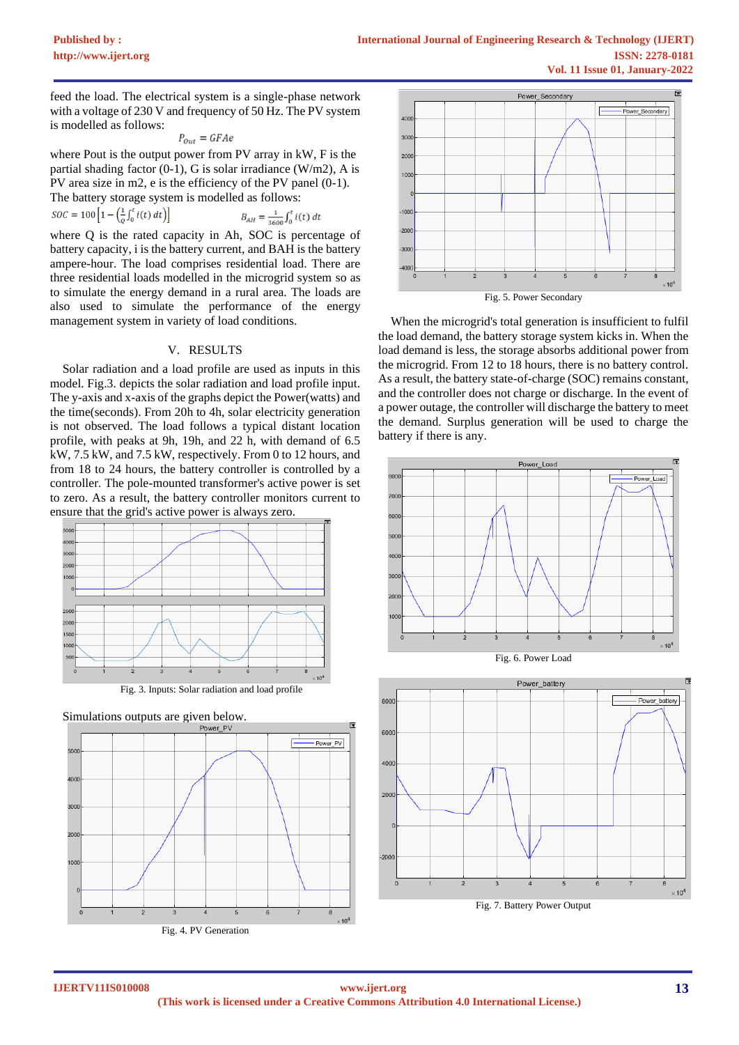feed the load. The electrical system is a single-phase network with a voltage of 230 V and frequency of 50 Hz. The PV system is modelled as follows:

$$P_{Out} = GFAe$$

where Pout is the output power from PV array in kW, F is the partial shading factor (0-1), G is solar irradiance (W/m2), A is PV area size in m2, e is the efficiency of the PV panel (0-1). The battery storage system is modelled as follows:

$$SOC = 100\left[1 - \left(\frac{1}{Q}\int_0^t i(t)\,dt\right)\right] \qquad B_{AH} = \frac{1}{3600}\int_0^t i(t)\,dt$$

where Q is the rated capacity in Ah, SOC is percentage of battery capacity, i is the battery current, and BAH is the battery ampere-hour. The load comprises residential load. There are three residential loads modelled in the microgrid system so as to simulate the energy demand in a rural area. The loads are also used to simulate the performance of the energy management system in variety of load conditions.

## V. RESULTS

Solar radiation and a load profile are used as inputs in this model. Fig.3. depicts the solar radiation and load profile input. The y-axis and x-axis of the graphs depict the Power(watts) and the time(seconds). From 20h to 4h, solar electricity generation is not observed. The load follows a typical distant location profile, with peaks at 9h, 19h, and 22 h, with demand of 6.5 kW, 7.5 kW, and 7.5 kW, respectively. From 0 to 12 hours, and from 18 to 24 hours, the battery is controlled by a controller. The pole-mounted transformer's active power is set to zero. As a result, the battery controller monitors current to ensure that the grid's active power is always zero.

Fig. 3. Inputs: Solar radiation and load profile

Simulations outputs are given below.

Fig. 4. PV Generation

Fig. 5. Power Secondary

When the microgrid's total generation is insufficient to fulfil the load demand, the battery storage system kicks in. When the load demand is less, the storage absorbs additional power from the microgrid. From 12 to 18 hours, there is no battery control. As a result, the battery state-of-charge (SOC) remains constant, and the controller does not charge or discharge. In the event of a power outage, the controller will discharge the battery to meet the demand. Surplus generation will be used to charge the battery if there is any.

Fig. 6. Power Load

Fig. 7. Battery Power Output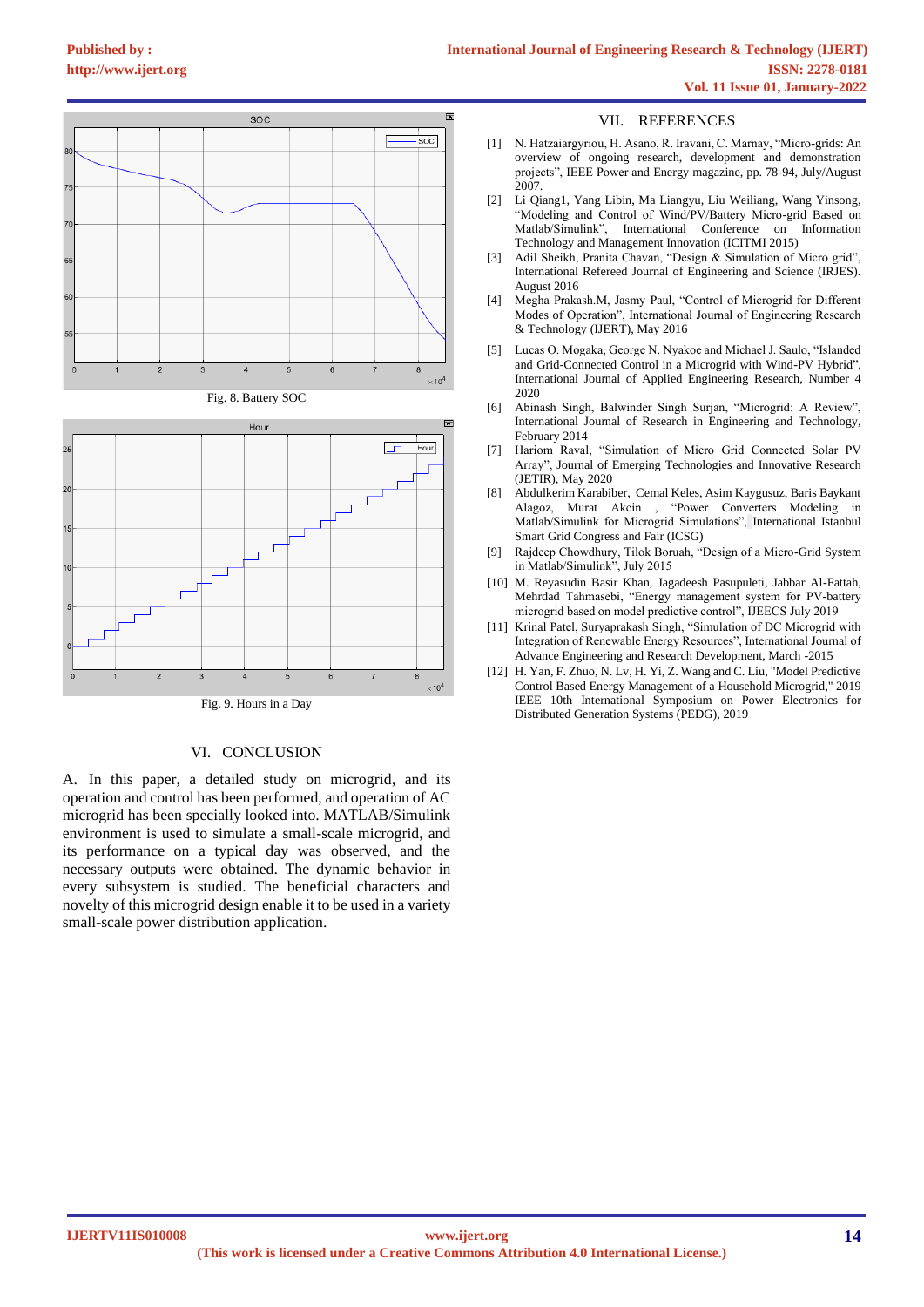SOC

SOC

80

75

70

65

60

55

0 1 2 3 4 5 6 7 8

$\times 10^4$

Fig. 8. Battery SOC

Hour

Hour

25

20

15

10

5

0

0 1 2 3 4 5 6 7 8

$\times 10^4$

Fig. 9. Hours in a Day

## VI. CONCLUSION

A. In this paper, a detailed study on microgrid, and its operation and control has been performed, and operation of AC microgrid has been specially looked into. MATLAB/Simulink environment is used to simulate a small-scale microgrid, and its performance on a typical day was observed, and the necessary outputs were obtained. The dynamic behavior in every subsystem is studied. The beneficial characters and novelty of this microgrid design enable it to be used in a variety small-scale power distribution application.

## VII. REFERENCES

[1] N. Hatzaiargyriou, H. Asano, R. Iravani, C. Marnay, "Micro-grids: An overview of ongoing research, development and demonstration projects", IEEE Power and Energy magazine, pp. 78-94, July/August 2007.

[2] Li Qiang1, Yang Libin, Ma Liangyu, Liu Weiliang, Wang Yinsong, "Modeling and Control of Wind/PV/Battery Micro-grid Based on Matlab/Simulink", International Conference on Information Technology and Management Innovation (ICITMI 2015)

[3] Adil Sheikh, Pranita Chavan, "Design & Simulation of Micro grid", International Refereed Journal of Engineering and Science (IRJES). August 2016

[4] Megha Prakash.M, Jasmy Paul, "Control of Microgrid for Different Modes of Operation", International Journal of Engineering Research & Technology (IJERT), May 2016

[5] Lucas O. Mogaka, George N. Nyakoe and Michael J. Saulo, "Islanded and Grid-Connected Control in a Microgrid with Wind-PV Hybrid", International Journal of Applied Engineering Research, Number 4 2020

[6] Abinash Singh, Balwinder Singh Surjan, "Microgrid: A Review", International Journal of Research in Engineering and Technology, February 2014

[7] Hariom Raval, "Simulation of Micro Grid Connected Solar PV Array", Journal of Emerging Technologies and Innovative Research (JETIR), May 2020

[8] Abdulkerim Karabiber, Cemal Keles, Asim Kaygusuz, Baris Baykant Alagoz, Murat Akcin , "Power Converters Modeling in Matlab/Simulink for Microgrid Simulations", International Istanbul Smart Grid Congress and Fair (ICSG)

[9] Rajdeep Chowdhury, Tilok Boruah, "Design of a Micro-Grid System in Matlab/Simulink", July 2015

[10] M. Reyasudin Basir Khan, Jagadeesh Pasupuleti, Jabbar Al-Fattah, Mehrdad Tahmasebi, "Energy management system for PV-battery microgrid based on model predictive control", IJEECS July 2019

[11] Krinal Patel, Suryaprakash Singh, "Simulation of DC Microgrid with Integration of Renewable Energy Resources", International Journal of Advance Engineering and Research Development, March -2015

[12] H. Yan, F. Zhuo, N. Lv, H. Yi, Z. Wang and C. Liu, "Model Predictive Control Based Energy Management of a Household Microgrid," 2019 IEEE 10th International Symposium on Power Electronics for Distributed Generation Systems (PEDG), 2019